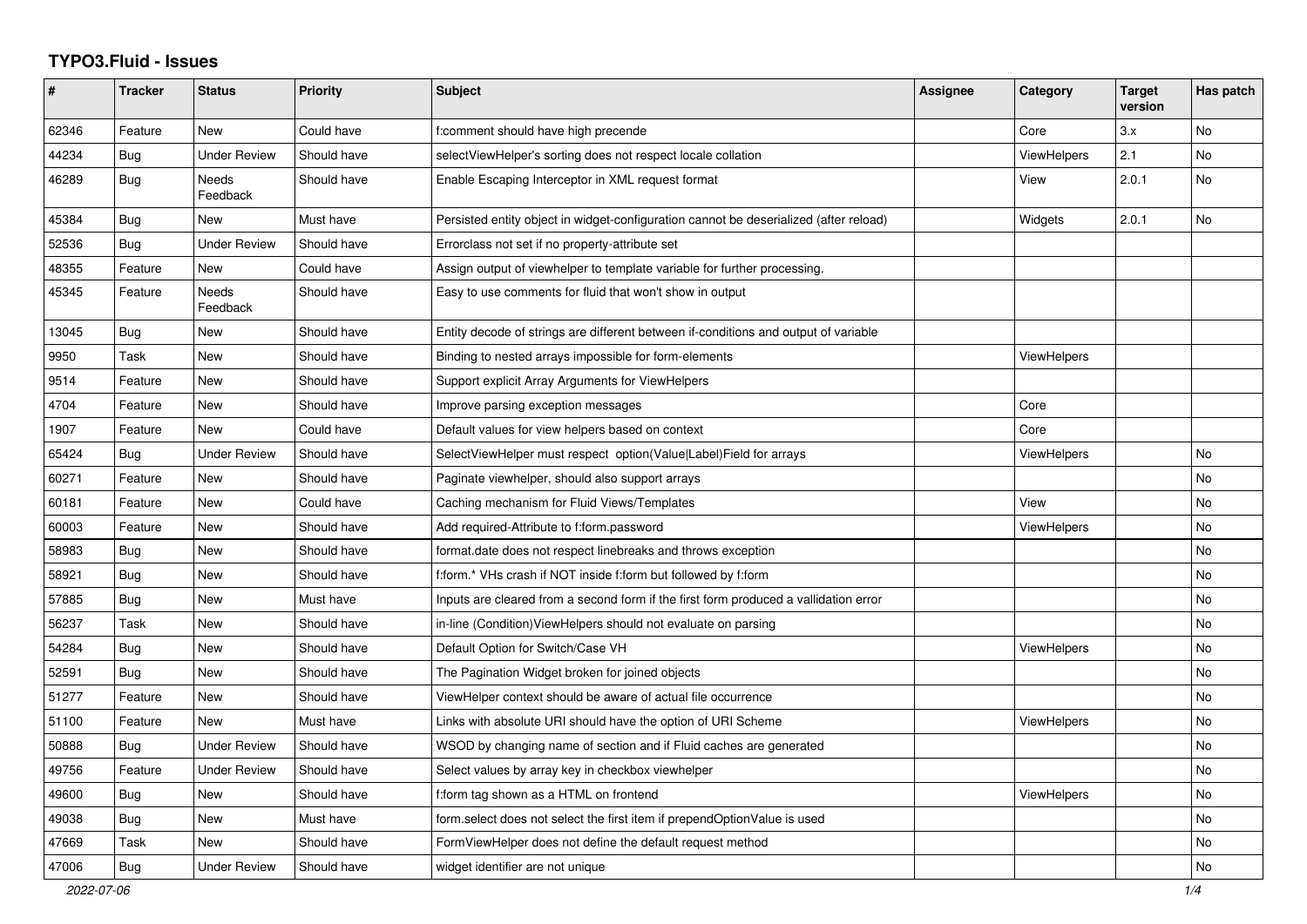# TYPO3.Fluid - Issues

| # | Tracker | Status | Priority | Subject | Assignee | Category | Target version | Has patch |
|---|---|---|---|---|---|---|---|---|
| 62346 | Feature | New | Could have | f:comment should have high precende | | Core | 3.x | No |
| 44234 | Bug | Under Review | Should have | selectViewHelper's sorting does not respect locale collation | | ViewHelpers | 2.1 | No |
| 46289 | Bug | Needs Feedback | Should have | Enable Escaping Interceptor in XML request format | | View | 2.0.1 | No |
| 45384 | Bug | New | Must have | Persisted entity object in widget-configuration cannot be deserialized (after reload) | | Widgets | 2.0.1 | No |
| 52536 | Bug | Under Review | Should have | Errorclass not set if no property-attribute set | | | | |
| 48355 | Feature | New | Could have | Assign output of viewhelper to template variable for further processing. | | | | |
| 45345 | Feature | Needs Feedback | Should have | Easy to use comments for fluid that won't show in output | | | | |
| 13045 | Bug | New | Should have | Entity decode of strings are different between if-conditions and output of variable | | | | |
| 9950 | Task | New | Should have | Binding to nested arrays impossible for form-elements | | ViewHelpers | | |
| 9514 | Feature | New | Should have | Support explicit Array Arguments for ViewHelpers | | | | |
| 4704 | Feature | New | Should have | Improve parsing exception messages | | Core | | |
| 1907 | Feature | New | Could have | Default values for view helpers based on context | | Core | | |
| 65424 | Bug | Under Review | Should have | SelectViewHelper must respect option(Value\|Label)Field for arrays | | ViewHelpers | | No |
| 60271 | Feature | New | Should have | Paginate viewhelper, should also support arrays | | | | No |
| 60181 | Feature | New | Could have | Caching mechanism for Fluid Views/Templates | | View | | No |
| 60003 | Feature | New | Should have | Add required-Attribute to f:form.password | | ViewHelpers | | No |
| 58983 | Bug | New | Should have | format.date does not respect linebreaks and throws exception | | | | No |
| 58921 | Bug | New | Should have | f:form.* VHs crash if NOT inside f:form but followed by f:form | | | | No |
| 57885 | Bug | New | Must have | Inputs are cleared from a second form if the first form produced a vallidation error | | | | No |
| 56237 | Task | New | Should have | in-line (Condition)ViewHelpers should not evaluate on parsing | | | | No |
| 54284 | Bug | New | Should have | Default Option for Switch/Case VH | | ViewHelpers | | No |
| 52591 | Bug | New | Should have | The Pagination Widget broken for joined objects | | | | No |
| 51277 | Feature | New | Should have | ViewHelper context should be aware of actual file occurrence | | | | No |
| 51100 | Feature | New | Must have | Links with absolute URI should have the option of URI Scheme | | ViewHelpers | | No |
| 50888 | Bug | Under Review | Should have | WSOD by changing name of section and if Fluid caches are generated | | | | No |
| 49756 | Feature | Under Review | Should have | Select values by array key in checkbox viewhelper | | | | No |
| 49600 | Bug | New | Should have | f:form tag shown as a HTML on frontend | | ViewHelpers | | No |
| 49038 | Bug | New | Must have | form.select does not select the first item if prependOptionValue is used | | | | No |
| 47669 | Task | New | Should have | FormViewHelper does not define the default request method | | | | No |
| 47006 | Bug | Under Review | Should have | widget identifier are not unique | | | | No |

2022-07-06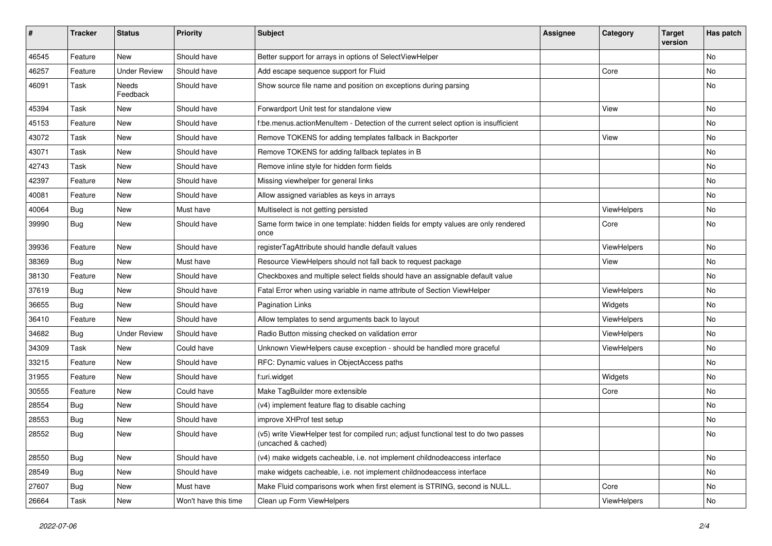| # | Tracker | Status | Priority | Subject | Assignee | Category | Target version | Has patch |
|---|---|---|---|---|---|---|---|---|
| 46545 | Feature | New | Should have | Better support for arrays in options of SelectViewHelper | | | | No |
| 46257 | Feature | Under Review | Should have | Add escape sequence support for Fluid | | Core | | No |
| 46091 | Task | Needs Feedback | Should have | Show source file name and position on exceptions during parsing | | | | No |
| 45394 | Task | New | Should have | Forwardport Unit test for standalone view | | View | | No |
| 45153 | Feature | New | Should have | f:be.menus.actionMenuItem - Detection of the current select option is insufficient | | | | No |
| 43072 | Task | New | Should have | Remove TOKENS for adding templates fallback in Backporter | | View | | No |
| 43071 | Task | New | Should have | Remove TOKENS for adding fallback teplates in B | | | | No |
| 42743 | Task | New | Should have | Remove inline style for hidden form fields | | | | No |
| 42397 | Feature | New | Should have | Missing viewhelper for general links | | | | No |
| 40081 | Feature | New | Should have | Allow assigned variables as keys in arrays | | | | No |
| 40064 | Bug | New | Must have | Multiselect is not getting persisted | | ViewHelpers | | No |
| 39990 | Bug | New | Should have | Same form twice in one template: hidden fields for empty values are only rendered once | | Core | | No |
| 39936 | Feature | New | Should have | registerTagAttribute should handle default values | | ViewHelpers | | No |
| 38369 | Bug | New | Must have | Resource ViewHelpers should not fall back to request package | | View | | No |
| 38130 | Feature | New | Should have | Checkboxes and multiple select fields should have an assignable default value | | | | No |
| 37619 | Bug | New | Should have | Fatal Error when using variable in name attribute of Section ViewHelper | | ViewHelpers | | No |
| 36655 | Bug | New | Should have | Pagination Links | | Widgets | | No |
| 36410 | Feature | New | Should have | Allow templates to send arguments back to layout | | ViewHelpers | | No |
| 34682 | Bug | Under Review | Should have | Radio Button missing checked on validation error | | ViewHelpers | | No |
| 34309 | Task | New | Could have | Unknown ViewHelpers cause exception - should be handled more graceful | | ViewHelpers | | No |
| 33215 | Feature | New | Should have | RFC: Dynamic values in ObjectAccess paths | | | | No |
| 31955 | Feature | New | Should have | f:uri.widget | | Widgets | | No |
| 30555 | Feature | New | Could have | Make TagBuilder more extensible | | Core | | No |
| 28554 | Bug | New | Should have | (v4) implement feature flag to disable caching | | | | No |
| 28553 | Bug | New | Should have | improve XHProf test setup | | | | No |
| 28552 | Bug | New | Should have | (v5) write ViewHelper test for compiled run; adjust functional test to do two passes (uncached & cached) | | | | No |
| 28550 | Bug | New | Should have | (v4) make widgets cacheable, i.e. not implement childnodeaccess interface | | | | No |
| 28549 | Bug | New | Should have | make widgets cacheable, i.e. not implement childnodeaccess interface | | | | No |
| 27607 | Bug | New | Must have | Make Fluid comparisons work when first element is STRING, second is NULL. | | Core | | No |
| 26664 | Task | New | Won't have this time | Clean up Form ViewHelpers | | ViewHelpers | | No |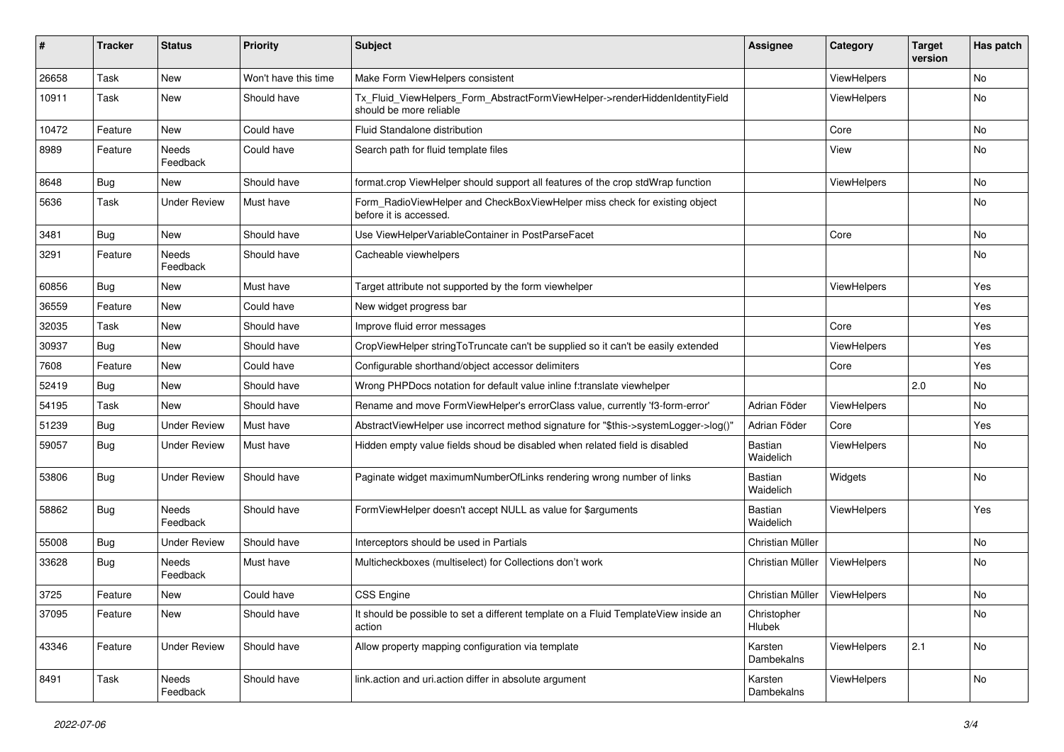| # | Tracker | Status | Priority | Subject | Assignee | Category | Target version | Has patch |
|---|---|---|---|---|---|---|---|---|
| 26658 | Task | New | Won't have this time | Make Form ViewHelpers consistent | | ViewHelpers | | No |
| 10911 | Task | New | Should have | Tx_Fluid_ViewHelpers_Form_AbstractFormViewHelper->renderHiddenIdentityField should be more reliable | | ViewHelpers | | No |
| 10472 | Feature | New | Could have | Fluid Standalone distribution | | Core | | No |
| 8989 | Feature | Needs Feedback | Could have | Search path for fluid template files | | View | | No |
| 8648 | Bug | New | Should have | format.crop ViewHelper should support all features of the crop stdWrap function | | ViewHelpers | | No |
| 5636 | Task | Under Review | Must have | Form_RadioViewHelper and CheckBoxViewHelper miss check for existing object before it is accessed. | | | | No |
| 3481 | Bug | New | Should have | Use ViewHelperVariableContainer in PostParseFacet | | Core | | No |
| 3291 | Feature | Needs Feedback | Should have | Cacheable viewhelpers | | | | No |
| 60856 | Bug | New | Must have | Target attribute not supported by the form viewhelper | | ViewHelpers | | Yes |
| 36559 | Feature | New | Could have | New widget progress bar | | | | Yes |
| 32035 | Task | New | Should have | Improve fluid error messages | | Core | | Yes |
| 30937 | Bug | New | Should have | CropViewHelper stringToTruncate can't be supplied so it can't be easily extended | | ViewHelpers | | Yes |
| 7608 | Feature | New | Could have | Configurable shorthand/object accessor delimiters | | Core | | Yes |
| 52419 | Bug | New | Should have | Wrong PHPDocs notation for default value inline f:translate viewhelper | | | 2.0 | No |
| 54195 | Task | New | Should have | Rename and move FormViewHelper's errorClass value, currently 'f3-form-error' | Adrian Föder | ViewHelpers | | No |
| 51239 | Bug | Under Review | Must have | AbstractViewHelper use incorrect method signature for "$this->systemLogger->log()" | Adrian Föder | Core | | Yes |
| 59057 | Bug | Under Review | Must have | Hidden empty value fields shoud be disabled when related field is disabled | Bastian Waidelich | ViewHelpers | | No |
| 53806 | Bug | Under Review | Should have | Paginate widget maximumNumberOfLinks rendering wrong number of links | Bastian Waidelich | Widgets | | No |
| 58862 | Bug | Needs Feedback | Should have | FormViewHelper doesn't accept NULL as value for $arguments | Bastian Waidelich | ViewHelpers | | Yes |
| 55008 | Bug | Under Review | Should have | Interceptors should be used in Partials | Christian Müller | | | No |
| 33628 | Bug | Needs Feedback | Must have | Multicheckboxes (multiselect) for Collections don't work | Christian Müller | ViewHelpers | | No |
| 3725 | Feature | New | Could have | CSS Engine | Christian Müller | ViewHelpers | | No |
| 37095 | Feature | New | Should have | It should be possible to set a different template on a Fluid TemplateView inside an action | Christopher Hlubek | | | No |
| 43346 | Feature | Under Review | Should have | Allow property mapping configuration via template | Karsten Dambekalns | ViewHelpers | 2.1 | No |
| 8491 | Task | Needs Feedback | Should have | link.action and uri.action differ in absolute argument | Karsten Dambekalns | ViewHelpers | | No |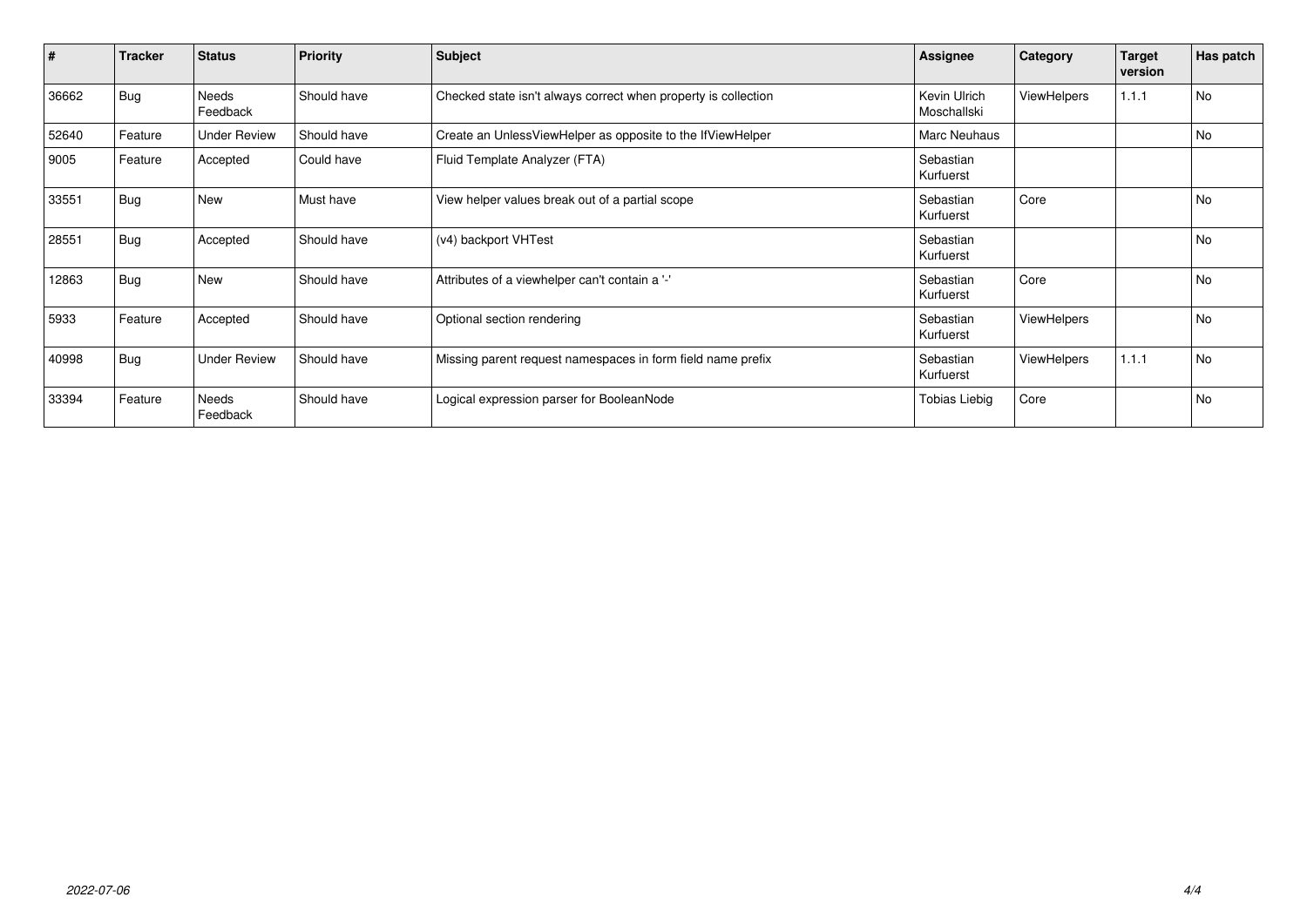| # | Tracker | Status | Priority | Subject | Assignee | Category | Target version | Has patch |
|---|---|---|---|---|---|---|---|---|
| 36662 | Bug | Needs Feedback | Should have | Checked state isn't always correct when property is collection | Kevin Ulrich Moschallski | ViewHelpers | 1.1.1 | No |
| 52640 | Feature | Under Review | Should have | Create an UnlessViewHelper as opposite to the IfViewHelper | Marc Neuhaus | | | No |
| 9005 | Feature | Accepted | Could have | Fluid Template Analyzer (FTA) | Sebastian Kurfuerst | | | |
| 33551 | Bug | New | Must have | View helper values break out of a partial scope | Sebastian Kurfuerst | Core | | No |
| 28551 | Bug | Accepted | Should have | (v4) backport VHTest | Sebastian Kurfuerst | | | No |
| 12863 | Bug | New | Should have | Attributes of a viewhelper can't contain a '-' | Sebastian Kurfuerst | Core | | No |
| 5933 | Feature | Accepted | Should have | Optional section rendering | Sebastian Kurfuerst | ViewHelpers | | No |
| 40998 | Bug | Under Review | Should have | Missing parent request namespaces in form field name prefix | Sebastian Kurfuerst | ViewHelpers | 1.1.1 | No |
| 33394 | Feature | Needs Feedback | Should have | Logical expression parser for BooleanNode | Tobias Liebig | Core | | No |